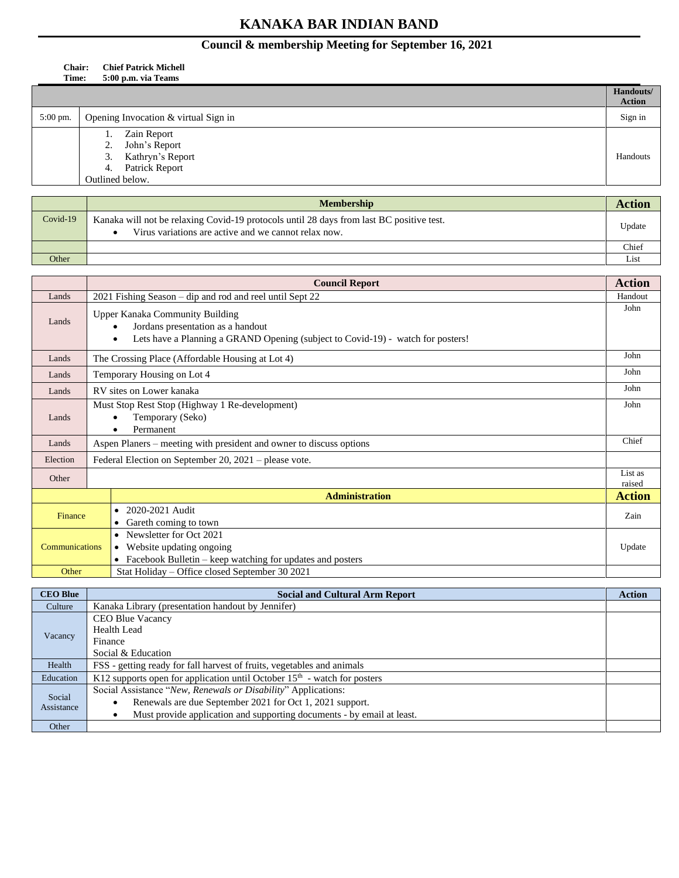# KANAKA BAR INDIAN BAND

## Council & membership Meeting for September 16, 2021

**Chair:** **Chief Patrick Michell**
**Time:** **5:00 p.m. via Teams**

| | | Handouts/ Action |
|---|---|---|
| 5:00 pm. | Opening Invocation & virtual Sign in | Sign in |
| | 1. Zain Report<br>2. John's Report<br>3. Kathryn's Report<br>4. Patrick Report<br>Outlined below. | Handouts |

| | Membership | Action |
|---|---|---|
| Covid-19 | Kanaka will not be relaxing Covid-19 protocols until 28 days from last BC positive test.<br>• Virus variations are active and we cannot relax now. | Update |
| | | Chief |
| Other | | List |

| | Council Report | Action |
|---|---|---|
| Lands | 2021 Fishing Season – dip and rod and reel until Sept 22 | Handout |
| Lands | Upper Kanaka Community Building<br>• Jordans presentation as a handout<br>• Lets have a Planning a GRAND Opening (subject to Covid-19) - watch for posters! | John |
| Lands | The Crossing Place (Affordable Housing at Lot 4) | John |
| Lands | Temporary Housing on Lot 4 | John |
| Lands | RV sites on Lower kanaka | John |
| Lands | Must Stop Rest Stop (Highway 1 Re-development)<br>• Temporary (Seko)<br>• Permanent | John |
| Lands | Aspen Planers – meeting with president and owner to discuss options | Chief |
| Election | Federal Election on September 20, 2021 – please vote. | |
| Other | | List as raised |
| | **Administration** | **Action** |
| Finance | • 2020-2021 Audit<br>• Gareth coming to town | Zain |
| Communications | • Newsletter for Oct 2021<br>• Website updating ongoing<br>• Facebook Bulletin – keep watching for updates and posters | Update |
| Other | Stat Holiday – Office closed September 30 2021 | |

| CEO Blue | Social and Cultural Arm Report | Action |
|---|---|---|
| Culture | Kanaka Library (presentation handout by Jennifer) | |
| Vacancy | CEO Blue Vacancy<br>Health Lead<br>Finance<br>Social & Education | |
| Health | FSS - getting ready for fall harvest of fruits, vegetables and animals | |
| Education | K12 supports open for application until October 15th - watch for posters | |
| Social Assistance | Social Assistance "*New, Renewals or Disability*" Applications:<br>• Renewals are due September 2021 for Oct 1, 2021 support.<br>• Must provide application and supporting documents - by email at least. | |
| Other | | |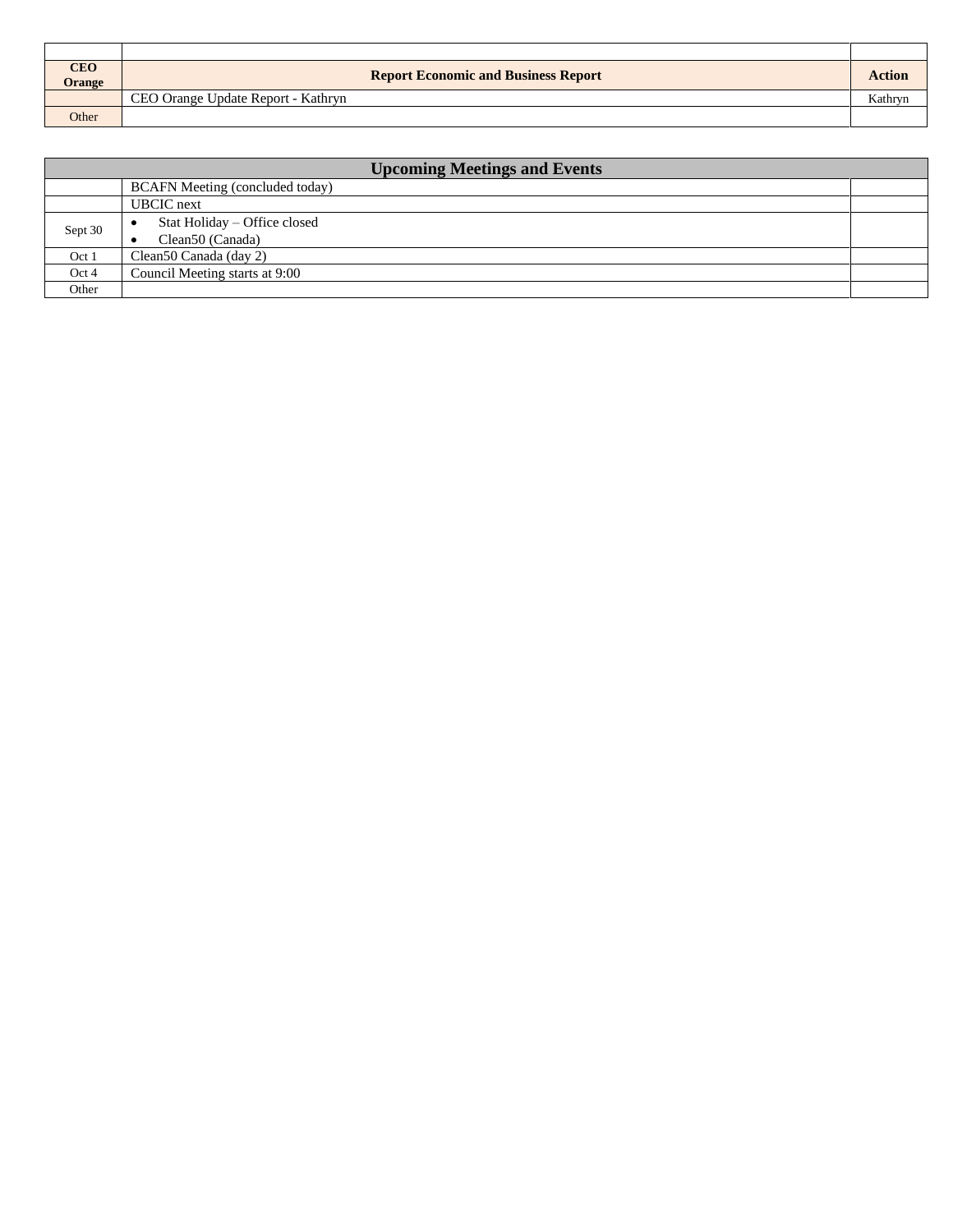| | | |
|---|---|---|
| **CEO Orange** | **Report Economic and Business Report** | **Action** |
| | CEO Orange Update Report - Kathryn | Kathryn |
| Other | | |

| **Upcoming Meetings and Events** | | |
|---|---|---|
| | BCAFN Meeting (concluded today) | |
| | UBCIC next | |
| Sept 30 | • Stat Holiday – Office closed<br>• Clean50 (Canada) | |
| Oct 1 | Clean50 Canada (day 2) | |
| Oct 4 | Council Meeting starts at 9:00 | |
| Other | | |